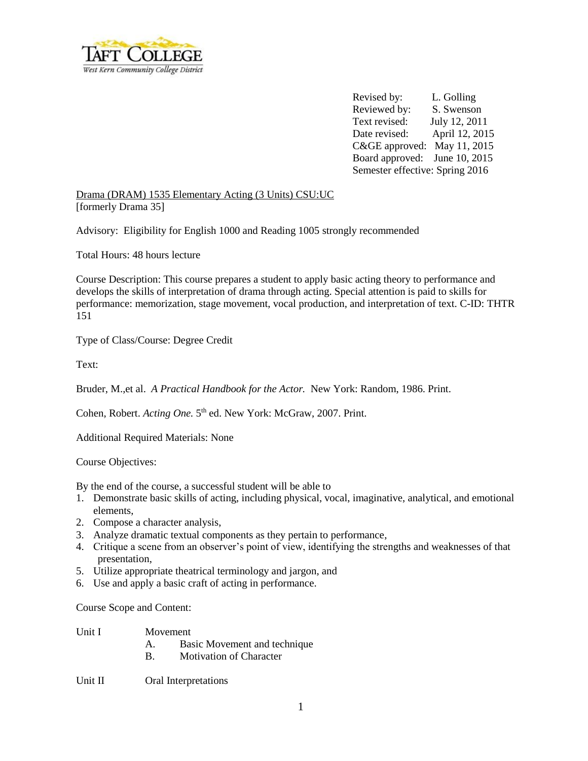TAFT COLLEGE
West Kern Community College District

Revised by: L. Golling
Reviewed by: S. Swenson
Text revised: July 12, 2011
Date revised: April 12, 2015
C&GE approved: May 11, 2015
Board approved: June 10, 2015
Semester effective: Spring 2016

Drama (DRAM) 1535 Elementary Acting (3 Units) CSU:UC
[formerly Drama 35]

Advisory: Eligibility for English 1000 and Reading 1005 strongly recommended

Total Hours: 48 hours lecture

Course Description: This course prepares a student to apply basic acting theory to performance and develops the skills of interpretation of drama through acting. Special attention is paid to skills for performance: memorization, stage movement, vocal production, and interpretation of text. C-ID: THTR 151

Type of Class/Course: Degree Credit

Text:

Bruder, M.,et al. *A Practical Handbook for the Actor.* New York: Random, 1986. Print.

Cohen, Robert. *Acting One.* 5th ed. New York: McGraw, 2007. Print.

Additional Required Materials: None

Course Objectives:

By the end of the course, a successful student will be able to

1. Demonstrate basic skills of acting, including physical, vocal, imaginative, analytical, and emotional elements,
2. Compose a character analysis,
3. Analyze dramatic textual components as they pertain to performance,
4. Critique a scene from an observer's point of view, identifying the strengths and weaknesses of that presentation,
5. Utilize appropriate theatrical terminology and jargon, and
6. Use and apply a basic craft of acting in performance.

Course Scope and Content:

Unit I Movement
- A. Basic Movement and technique
- B. Motivation of Character

Unit II Oral Interpretations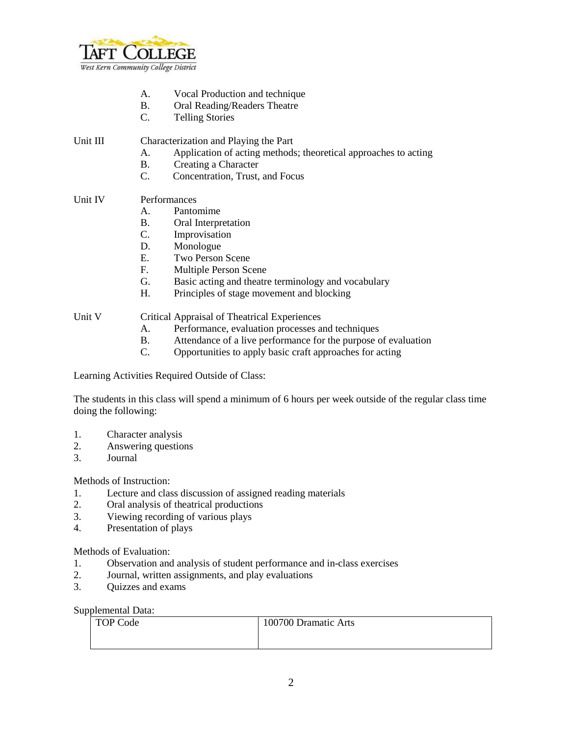A. Vocal Production and technique
B. Oral Reading/Readers Theatre
C. Telling Stories

Unit III Characterization and Playing the Part

A. Application of acting methods; theoretical approaches to acting
B. Creating a Character
C. Concentration, Trust, and Focus

Unit IV Performances

A. Pantomime
B. Oral Interpretation
C. Improvisation
D. Monologue
E. Two Person Scene
F. Multiple Person Scene
G. Basic acting and theatre terminology and vocabulary
H. Principles of stage movement and blocking

Unit V Critical Appraisal of Theatrical Experiences

A. Performance, evaluation processes and techniques
B. Attendance of a live performance for the purpose of evaluation
C. Opportunities to apply basic craft approaches for acting

Learning Activities Required Outside of Class:

The students in this class will spend a minimum of 6 hours per week outside of the regular class time doing the following:

1. Character analysis
2. Answering questions
3. Journal

Methods of Instruction:

1. Lecture and class discussion of assigned reading materials
2. Oral analysis of theatrical productions
3. Viewing recording of various plays
4. Presentation of plays

Methods of Evaluation:

1. Observation and analysis of student performance and in-class exercises
2. Journal, written assignments, and play evaluations
3. Quizzes and exams

Supplemental Data:

| TOP Code | 100700 Dramatic Arts |
|---|---|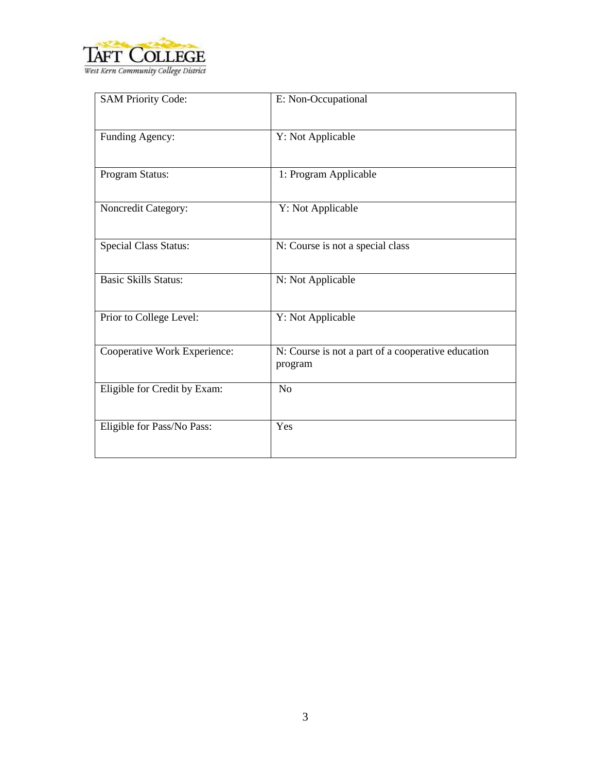| | |
|---|---|
| SAM Priority Code: | E: Non-Occupational |
| Funding Agency: | Y: Not Applicable |
| Program Status: | 1: Program Applicable |
| Noncredit Category: | Y: Not Applicable |
| Special Class Status: | N: Course is not a special class |
| Basic Skills Status: | N: Not Applicable |
| Prior to College Level: | Y: Not Applicable |
| Cooperative Work Experience: | N: Course is not a part of a cooperative education program |
| Eligible for Credit by Exam: | No |
| Eligible for Pass/No Pass: | Yes |